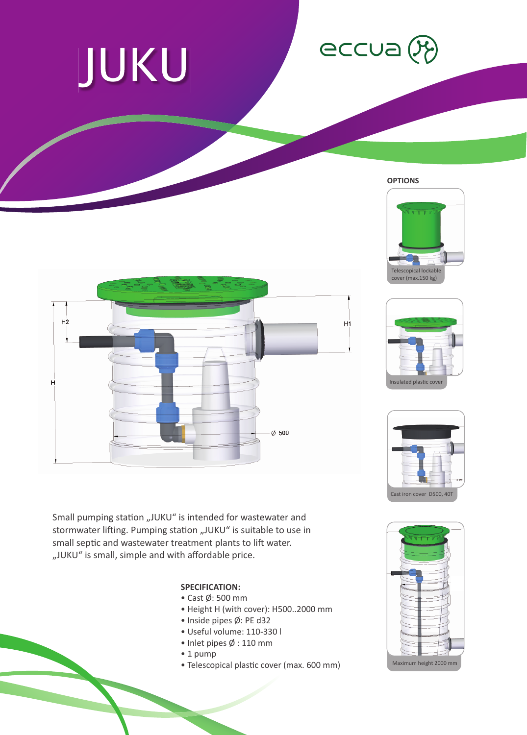# JUKU

eccua

**OPTIONS**

Telescopical lockable cover (max.150 kg)

Insulated plastic cover

Cast iron cover D500, 40T

Maximum height 2000 mm

Small pumping station „JUKU“ is intended for wastewater and stormwater lifting. Pumping station „JUKU“ is suitable to use in small septic and wastewater treatment plants to lift water. „JUKU“ is small, simple and with affordable price.

**SPECIFICATION:**

- Cast Ø: 500 mm
- Height H (with cover): H500..2000 mm
- Inside pipes Ø: PE d32
- Useful volume: 110-330 l
- Inlet pipes Ø : 110 mm
- 1 pump
- Telescopical plastic cover (max. 600 mm)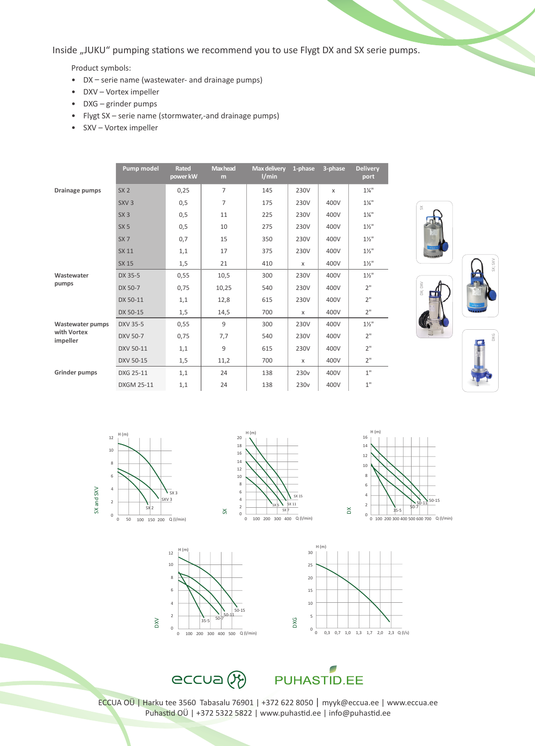Inside „JUKU“ pumping stations we recommend you to use Flygt DX and SX serie pumps.

Product symbols:

- DX – serie name (wastewater- and drainage pumps)
- DXV – Vortex impeller
- DXG – grinder pumps
- Flygt SX – serie name (stormwater,-and drainage pumps)
- SXV – Vortex impeller

| | Pump model | Rated power kW | Max head m | Max delivery l/min | 1-phase | 3-phase | Delivery port |
|---|---|---|---|---|---|---|---|
| **Drainage pumps** | SX 2 | 0,25 | 7 | 145 | 230V | x | 1¼" |
| | SXV 3 | 0,5 | 7 | 175 | 230V | 400V | 1¼" |
| | SX 3 | 0,5 | 11 | 225 | 230V | 400V | 1¼" |
| | SX 5 | 0,5 | 10 | 275 | 230V | 400V | 1½" |
| | SX 7 | 0,7 | 15 | 350 | 230V | 400V | 1½" |
| | SX 11 | 1,1 | 17 | 375 | 230V | 400V | 1½" |
| | SX 15 | 1,5 | 21 | 410 | x | 400V | 1½" |
| **Wastewater pumps** | DX 35-5 | 0,55 | 10,5 | 300 | 230V | 400V | 1½" |
| | DX 50-7 | 0,75 | 10,25 | 540 | 230V | 400V | 2" |
| | DX 50-11 | 1,1 | 12,8 | 615 | 230V | 400V | 2" |
| | DX 50-15 | 1,5 | 14,5 | 700 | x | 400V | 2" |
| **Wastewater pumps with Vortex impeller** | DXV 35-5 | 0,55 | 9 | 300 | 230V | 400V | 1½" |
| | DXV 50-7 | 0,75 | 7,7 | 540 | 230V | 400V | 2" |
| | DXV 50-11 | 1,1 | 9 | 615 | 230V | 400V | 2" |
| | DXV 50-15 | 1,5 | 11,2 | 700 | x | 400V | 2" |
| **Grinder pumps** | DXG 25-11 | 1,1 | 24 | 138 | 230v | 400V | 1" |
| | DXGM 25-11 | 1,1 | 24 | 138 | 230v | 400V | 1" |

SX
SX, SXV
DX, DXV
DXG

SX and SXV
H (m)
12 10 8 6 4 2 0
0 50 100 150 200 Q (l/min)
SX 3
SXV 3
SX 2

SX
H (m)
20 18 16 14 12 10 8 6 4 2 0
0 100 200 300 400 500 Q (l/min)
SX 15
SX 5
SX 11
SX 7

DX
H (m)
16 14 12 10 8 6 4 2 0
0 100 200 300 400 500 600 700 Q (l/min)
50-15
50-11
50-7
35-5

DXV
H (m)
12 10 8 6 4 2 0
0 100 200 300 400 500 Q (l/min)
50-15
50-11
50-7
35-5

DXG
H (m)
30 25 20 15 10 5 0
0 0,3 0,7 1,0 1,3 1,7 2,0 2,3 Q (l/s)

eccua
PUHASTID.EE

ECCUA OÜ | Harku tee 3560 Tabasalu 76901 | +372 622 8050 | myyk@eccua.ee | www.eccua.ee
Puhastid OÜ | +372 5322 5822 | www.puhastid.ee | info@puhastid.ee